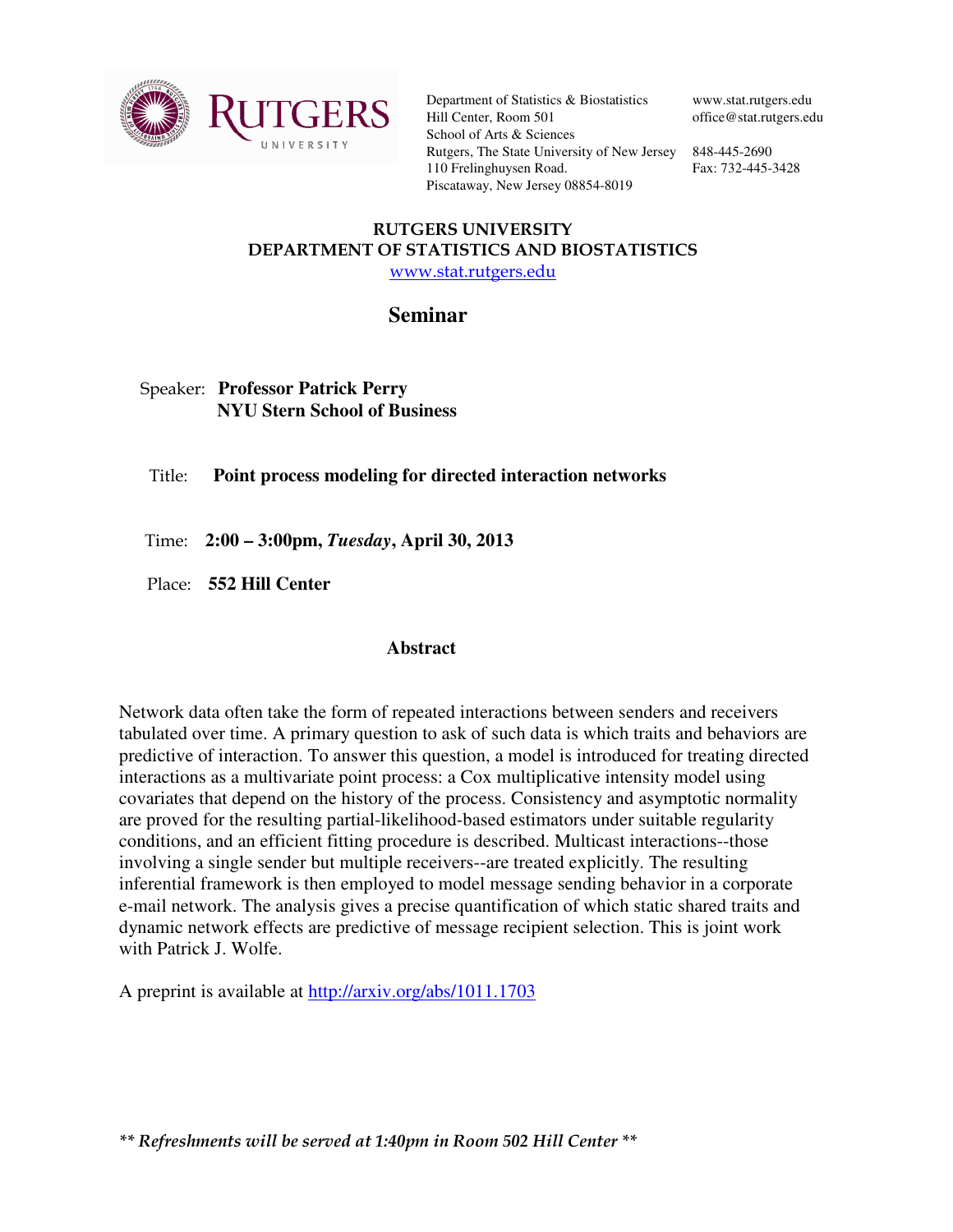RUTGERS UNIVERSITY

Department of Statistics & Biostatistics
Hill Center, Room 501
School of Arts & Sciences
Rutgers, The State University of New Jersey
110 Frelinghuysen Road.
Piscataway, New Jersey 08854-8019

www.stat.rutgers.edu
office@stat.rutgers.edu

848-445-2690
Fax: 732-445-3428

# RUTGERS UNIVERSITY
# DEPARTMENT OF STATISTICS AND BIOSTATISTICS

[www.stat.rutgers.edu](http://www.stat.rutgers.edu)

## Seminar

Speaker: **Professor Patrick Perry**
**NYU Stern School of Business**

Title: **Point process modeling for directed interaction networks**

Time: **2:00 – 3:00pm, *Tuesday*, April 30, 2013**

Place: **552 Hill Center**

### Abstract

Network data often take the form of repeated interactions between senders and receivers tabulated over time. A primary question to ask of such data is which traits and behaviors are predictive of interaction. To answer this question, a model is introduced for treating directed interactions as a multivariate point process: a Cox multiplicative intensity model using covariates that depend on the history of the process. Consistency and asymptotic normality are proved for the resulting partial-likelihood-based estimators under suitable regularity conditions, and an efficient fitting procedure is described. Multicast interactions--those involving a single sender but multiple receivers--are treated explicitly. The resulting inferential framework is then employed to model message sending behavior in a corporate e-mail network. The analysis gives a precise quantification of which static shared traits and dynamic network effects are predictive of message recipient selection. This is joint work with Patrick J. Wolfe.

A preprint is available at [http://arxiv.org/abs/1011.1703](http://arxiv.org/abs/1011.1703)

***\*\* Refreshments will be served at 1:40pm in Room 502 Hill Center \*\****